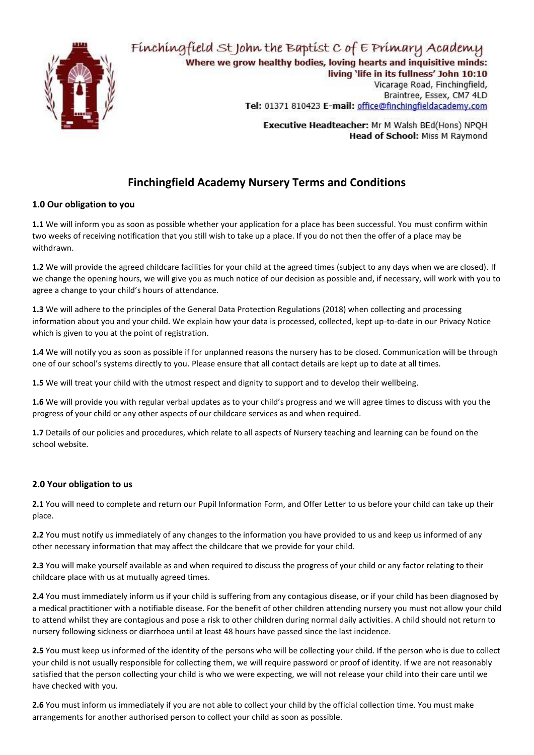Finchingfield St John the Baptist C of E Primary Academy

**Where we grow healthy bodies, loving hearts and inquisitive minds: living 'life in its fullness' John 10:10**

Vicarage Road, Finchingfield,
Braintree, Essex, CM7 4LD
**Tel:** 01371 810423 **E-mail:** office@finchingfieldacademy.com

**Executive Headteacher:** Mr M Walsh BEd(Hons) NPQH
**Head of School:** Miss M Raymond

# Finchingfield Academy Nursery Terms and Conditions

## 1.0 Our obligation to you

**1.1** We will inform you as soon as possible whether your application for a place has been successful. You must confirm within two weeks of receiving notification that you still wish to take up a place. If you do not then the offer of a place may be withdrawn.

**1.2** We will provide the agreed childcare facilities for your child at the agreed times (subject to any days when we are closed). If we change the opening hours, we will give you as much notice of our decision as possible and, if necessary, will work with you to agree a change to your child's hours of attendance.

**1.3** We will adhere to the principles of the General Data Protection Regulations (2018) when collecting and processing information about you and your child. We explain how your data is processed, collected, kept up-to-date in our Privacy Notice which is given to you at the point of registration.

**1.4** We will notify you as soon as possible if for unplanned reasons the nursery has to be closed. Communication will be through one of our school's systems directly to you. Please ensure that all contact details are kept up to date at all times.

**1.5** We will treat your child with the utmost respect and dignity to support and to develop their wellbeing.

**1.6** We will provide you with regular verbal updates as to your child's progress and we will agree times to discuss with you the progress of your child or any other aspects of our childcare services as and when required.

**1.7** Details of our policies and procedures, which relate to all aspects of Nursery teaching and learning can be found on the school website.

## 2.0 Your obligation to us

**2.1** You will need to complete and return our Pupil Information Form, and Offer Letter to us before your child can take up their place.

**2.2** You must notify us immediately of any changes to the information you have provided to us and keep us informed of any other necessary information that may affect the childcare that we provide for your child.

**2.3** You will make yourself available as and when required to discuss the progress of your child or any factor relating to their childcare place with us at mutually agreed times.

**2.4** You must immediately inform us if your child is suffering from any contagious disease, or if your child has been diagnosed by a medical practitioner with a notifiable disease. For the benefit of other children attending nursery you must not allow your child to attend whilst they are contagious and pose a risk to other children during normal daily activities. A child should not return to nursery following sickness or diarrhoea until at least 48 hours have passed since the last incidence.

**2.5** You must keep us informed of the identity of the persons who will be collecting your child. If the person who is due to collect your child is not usually responsible for collecting them, we will require password or proof of identity. If we are not reasonably satisfied that the person collecting your child is who we were expecting, we will not release your child into their care until we have checked with you.

**2.6** You must inform us immediately if you are not able to collect your child by the official collection time. You must make arrangements for another authorised person to collect your child as soon as possible.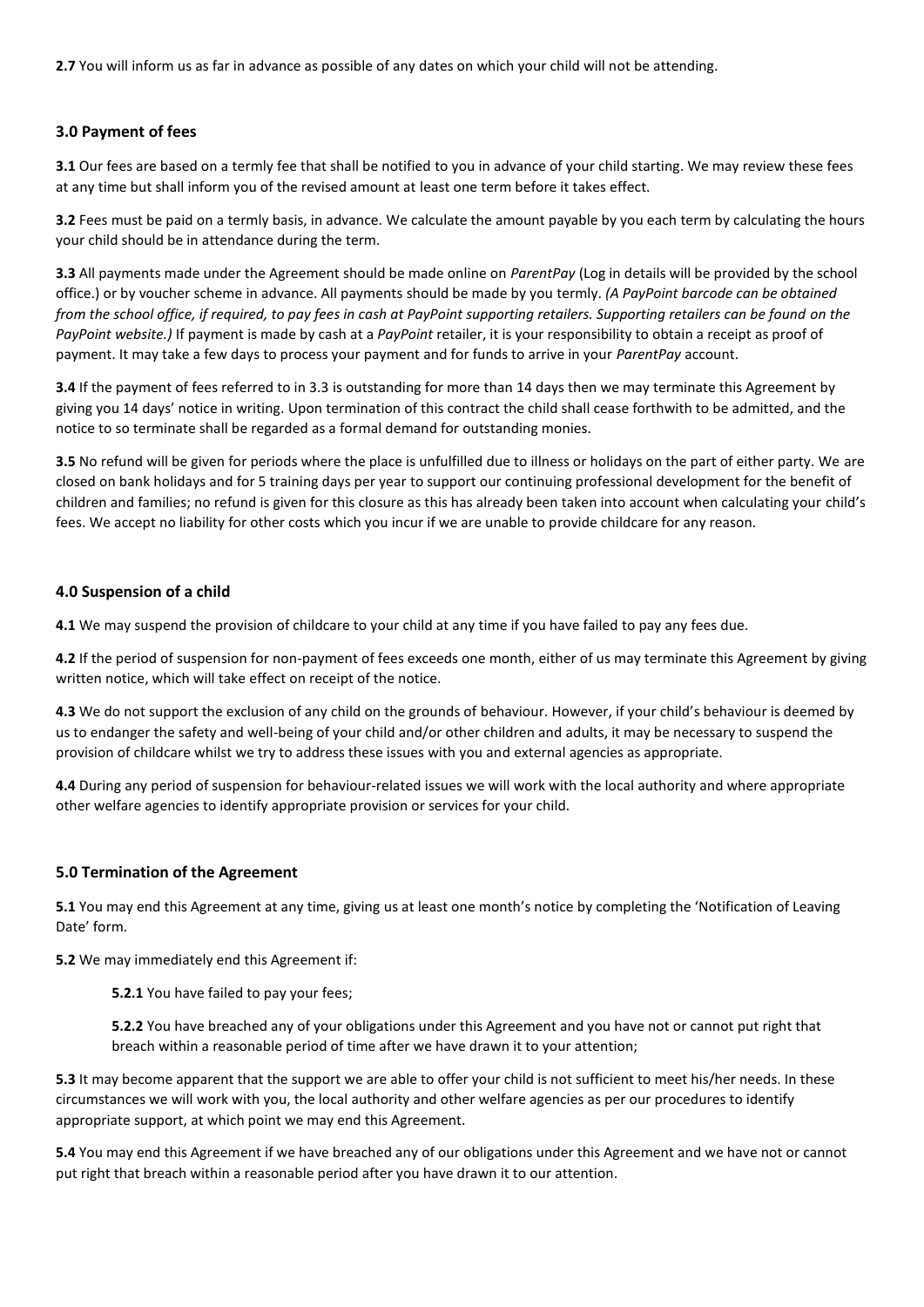**2.7** You will inform us as far in advance as possible of any dates on which your child will not be attending.

### 3.0 Payment of fees

**3.1** Our fees are based on a termly fee that shall be notified to you in advance of your child starting. We may review these fees at any time but shall inform you of the revised amount at least one term before it takes effect.

**3.2** Fees must be paid on a termly basis, in advance. We calculate the amount payable by you each term by calculating the hours your child should be in attendance during the term.

**3.3** All payments made under the Agreement should be made online on *ParentPay* (Log in details will be provided by the school office.) or by voucher scheme in advance. All payments should be made by you termly. *(A PayPoint barcode can be obtained from the school office, if required, to pay fees in cash at PayPoint supporting retailers. Supporting retailers can be found on the PayPoint website.)* If payment is made by cash at a *PayPoint* retailer, it is your responsibility to obtain a receipt as proof of payment. It may take a few days to process your payment and for funds to arrive in your *ParentPay* account.

**3.4** If the payment of fees referred to in 3.3 is outstanding for more than 14 days then we may terminate this Agreement by giving you 14 days' notice in writing. Upon termination of this contract the child shall cease forthwith to be admitted, and the notice to so terminate shall be regarded as a formal demand for outstanding monies.

**3.5** No refund will be given for periods where the place is unfulfilled due to illness or holidays on the part of either party. We are closed on bank holidays and for 5 training days per year to support our continuing professional development for the benefit of children and families; no refund is given for this closure as this has already been taken into account when calculating your child's fees. We accept no liability for other costs which you incur if we are unable to provide childcare for any reason.

### 4.0 Suspension of a child

**4.1** We may suspend the provision of childcare to your child at any time if you have failed to pay any fees due.

**4.2** If the period of suspension for non-payment of fees exceeds one month, either of us may terminate this Agreement by giving written notice, which will take effect on receipt of the notice.

**4.3** We do not support the exclusion of any child on the grounds of behaviour. However, if your child's behaviour is deemed by us to endanger the safety and well-being of your child and/or other children and adults, it may be necessary to suspend the provision of childcare whilst we try to address these issues with you and external agencies as appropriate.

**4.4** During any period of suspension for behaviour-related issues we will work with the local authority and where appropriate other welfare agencies to identify appropriate provision or services for your child.

### 5.0 Termination of the Agreement

**5.1** You may end this Agreement at any time, giving us at least one month's notice by completing the 'Notification of Leaving Date' form.

**5.2** We may immediately end this Agreement if:

> **5.2.1** You have failed to pay your fees;
>
> **5.2.2** You have breached any of your obligations under this Agreement and you have not or cannot put right that breach within a reasonable period of time after we have drawn it to your attention;

**5.3** It may become apparent that the support we are able to offer your child is not sufficient to meet his/her needs. In these circumstances we will work with you, the local authority and other welfare agencies as per our procedures to identify appropriate support, at which point we may end this Agreement.

**5.4** You may end this Agreement if we have breached any of our obligations under this Agreement and we have not or cannot put right that breach within a reasonable period after you have drawn it to our attention.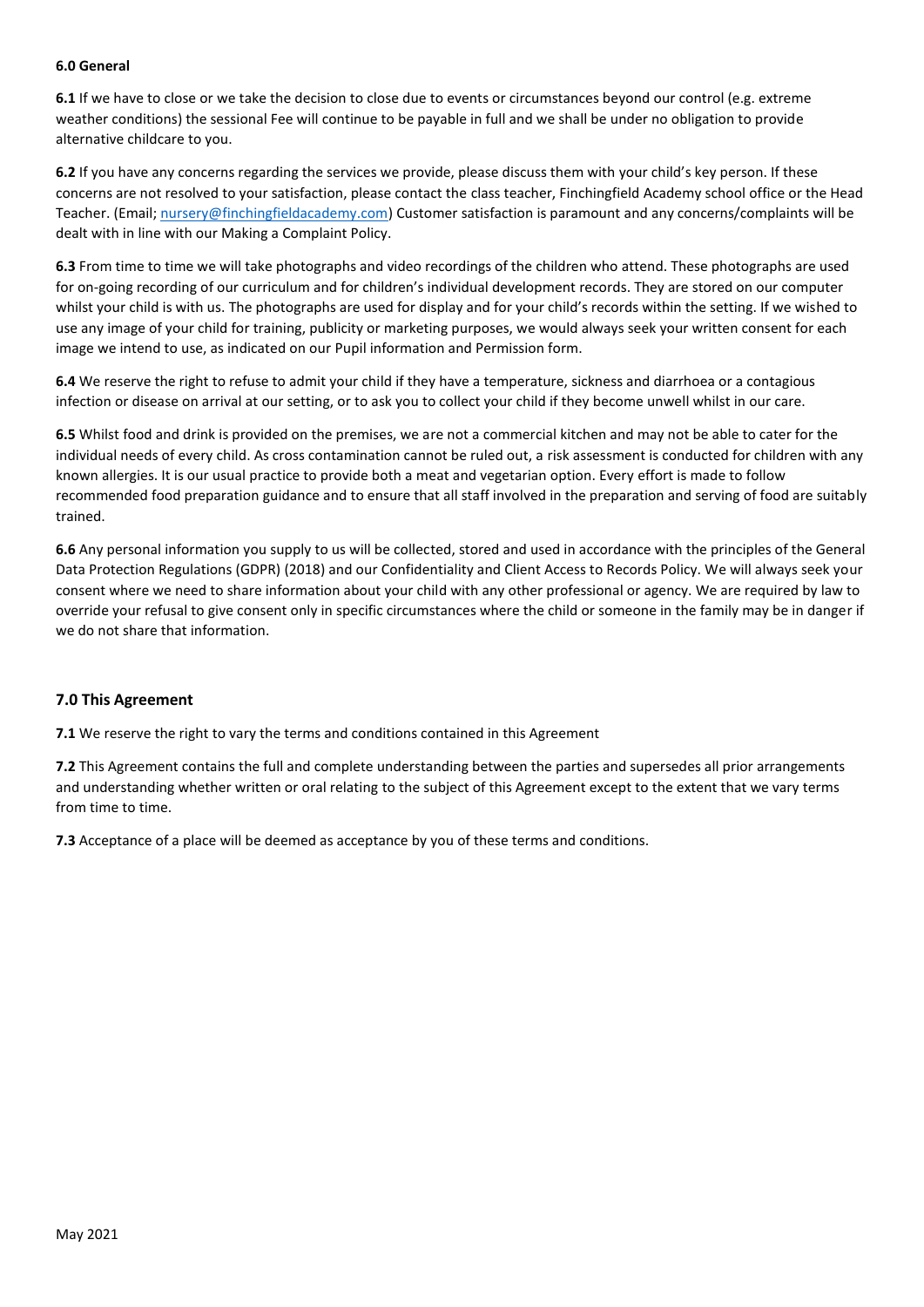**6.0 General**

**6.1** If we have to close or we take the decision to close due to events or circumstances beyond our control (e.g. extreme weather conditions) the sessional Fee will continue to be payable in full and we shall be under no obligation to provide alternative childcare to you.

**6.2** If you have any concerns regarding the services we provide, please discuss them with your child's key person. If these concerns are not resolved to your satisfaction, please contact the class teacher, Finchingfield Academy school office or the Head Teacher. (Email; nursery@finchingfieldacademy.com) Customer satisfaction is paramount and any concerns/complaints will be dealt with in line with our Making a Complaint Policy.

**6.3** From time to time we will take photographs and video recordings of the children who attend. These photographs are used for on-going recording of our curriculum and for children's individual development records. They are stored on our computer whilst your child is with us. The photographs are used for display and for your child's records within the setting. If we wished to use any image of your child for training, publicity or marketing purposes, we would always seek your written consent for each image we intend to use, as indicated on our Pupil information and Permission form.

**6.4** We reserve the right to refuse to admit your child if they have a temperature, sickness and diarrhoea or a contagious infection or disease on arrival at our setting, or to ask you to collect your child if they become unwell whilst in our care.

**6.5** Whilst food and drink is provided on the premises, we are not a commercial kitchen and may not be able to cater for the individual needs of every child. As cross contamination cannot be ruled out, a risk assessment is conducted for children with any known allergies. It is our usual practice to provide both a meat and vegetarian option. Every effort is made to follow recommended food preparation guidance and to ensure that all staff involved in the preparation and serving of food are suitably trained.

**6.6** Any personal information you supply to us will be collected, stored and used in accordance with the principles of the General Data Protection Regulations (GDPR) (2018) and our Confidentiality and Client Access to Records Policy. We will always seek your consent where we need to share information about your child with any other professional or agency. We are required by law to override your refusal to give consent only in specific circumstances where the child or someone in the family may be in danger if we do not share that information.

## 7.0 This Agreement

**7.1** We reserve the right to vary the terms and conditions contained in this Agreement

**7.2** This Agreement contains the full and complete understanding between the parties and supersedes all prior arrangements and understanding whether written or oral relating to the subject of this Agreement except to the extent that we vary terms from time to time.

**7.3** Acceptance of a place will be deemed as acceptance by you of these terms and conditions.

May 2021